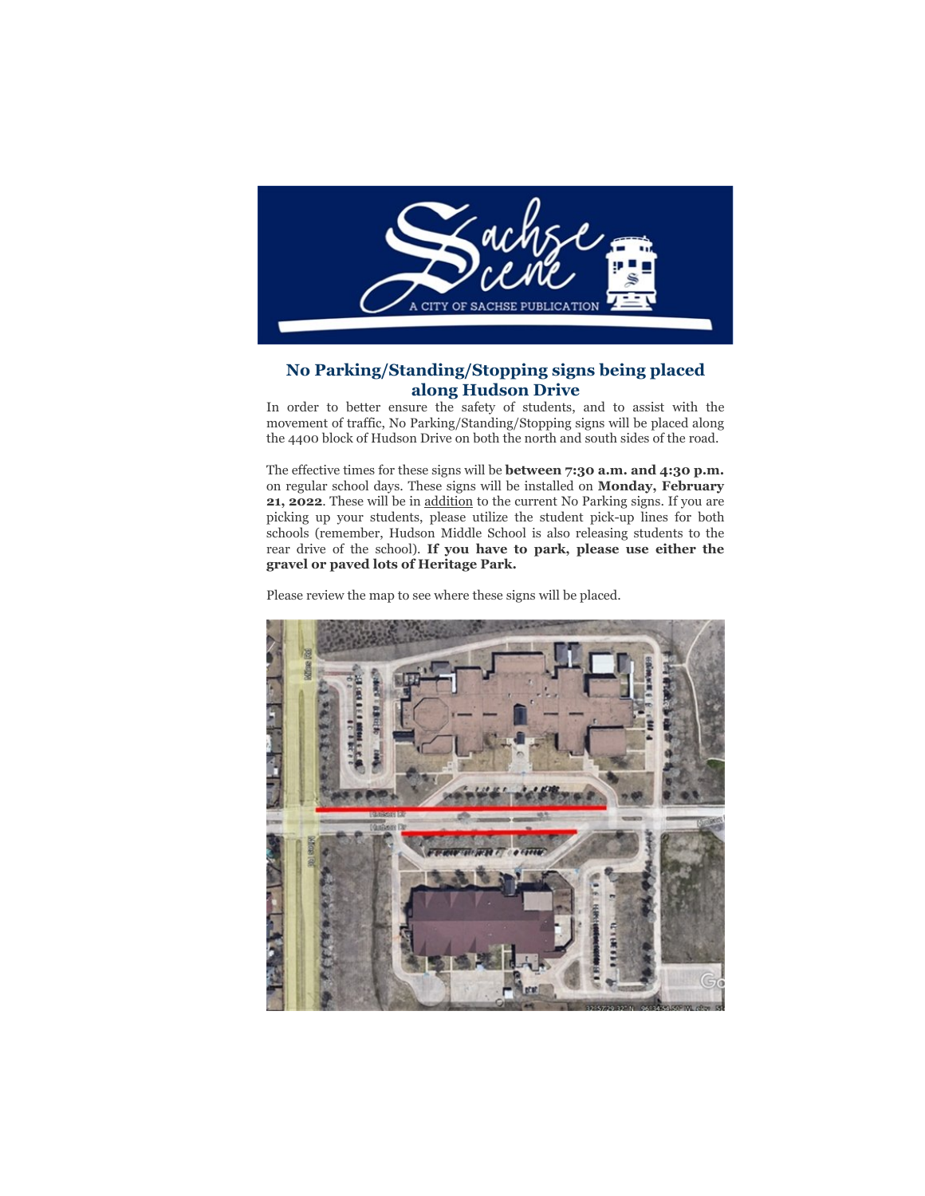## No Parking/Standing/Stopping signs being placed along Hudson Drive

In order to better ensure the safety of students, and to assist with the movement of traffic, No Parking/Standing/Stopping signs will be placed along the 4400 block of Hudson Drive on both the north and south sides of the road.

The effective times for these signs will be **between 7:30 a.m. and 4:30 p.m.** on regular school days. These signs will be installed on **Monday, February 21, 2022**. These will be in addition to the current No Parking signs. If you are picking up your students, please utilize the student pick-up lines for both schools (remember, Hudson Middle School is also releasing students to the rear drive of the school). **If you have to park, please use either the gravel or paved lots of Heritage Park.**

Please review the map to see where these signs will be placed.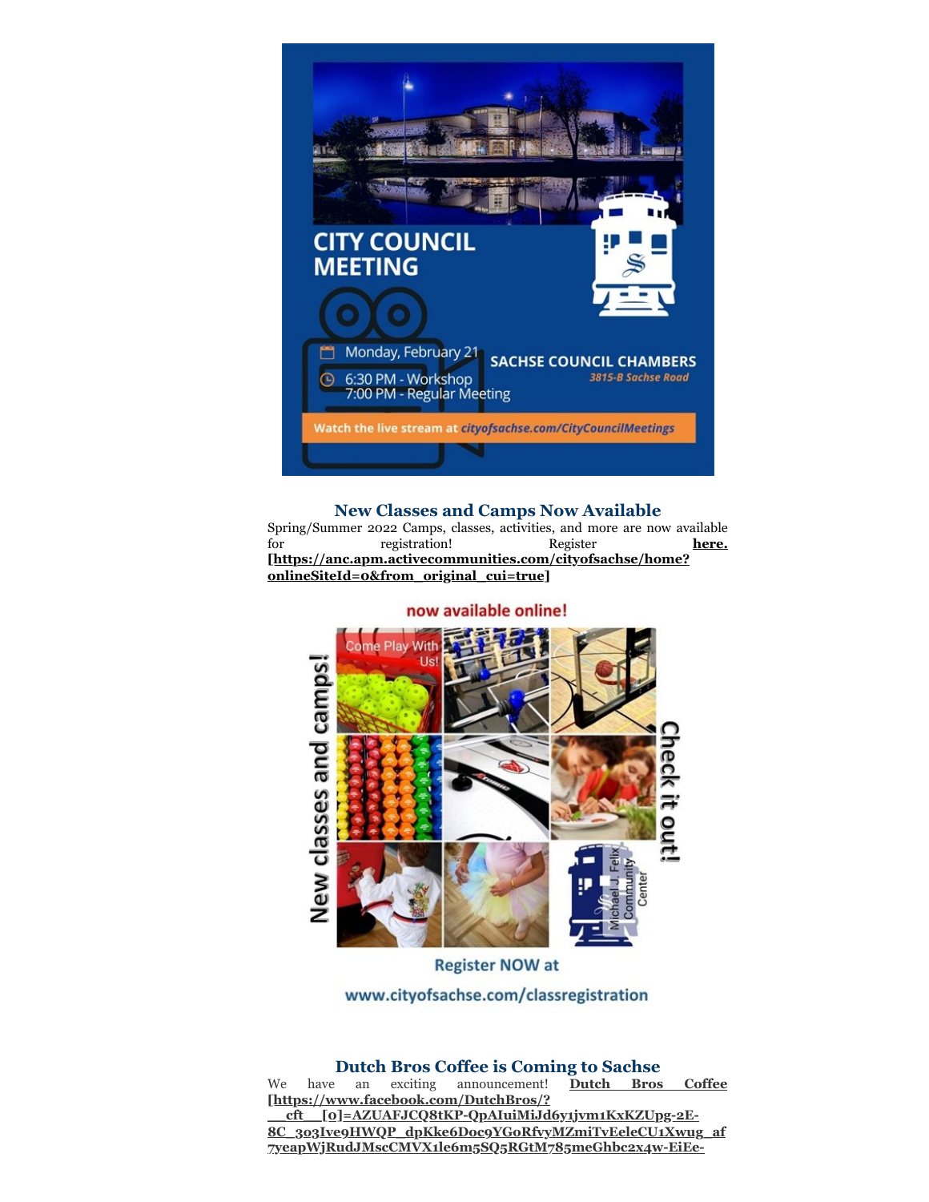CITY COUNCIL MEETING

Monday, February 21

6:30 PM - Workshop
7:00 PM - Regular Meeting

SACHSE COUNCIL CHAMBERS
3815-B Sachse Road

Watch the live stream at cityofsachse.com/CityCouncilMeetings

### New Classes and Camps Now Available

Spring/Summer 2022 Camps, classes, activities, and more are now available for registration! Register **here. [https://anc.apm.activecommunities.com/cityofsachse/home?onlineSiteId=0&from_original_cui=true]**

now available online!

New classes and camps!

Come Play With Us!

Check it out!

Michael J. Felix Community Center

Register NOW at

www.cityofsachse.com/classregistration

### Dutch Bros Coffee is Coming to Sachse

We have an exciting announcement! **Dutch Bros Coffee [https://www.facebook.com/DutchBros/?__cft__[0]=AZUAFJCQ8tKP-QpAIuiMiJd6y1jvm1KxKZUpg-2E-8C_303Ive9HWQP_dpKke6Doc9YGoRfvyMZmiTvEeleCU1Xwug_af7yeapWjRudJMscCMVX1le6m5SQ5RGtM785meGhbc2x4w-EiEe-**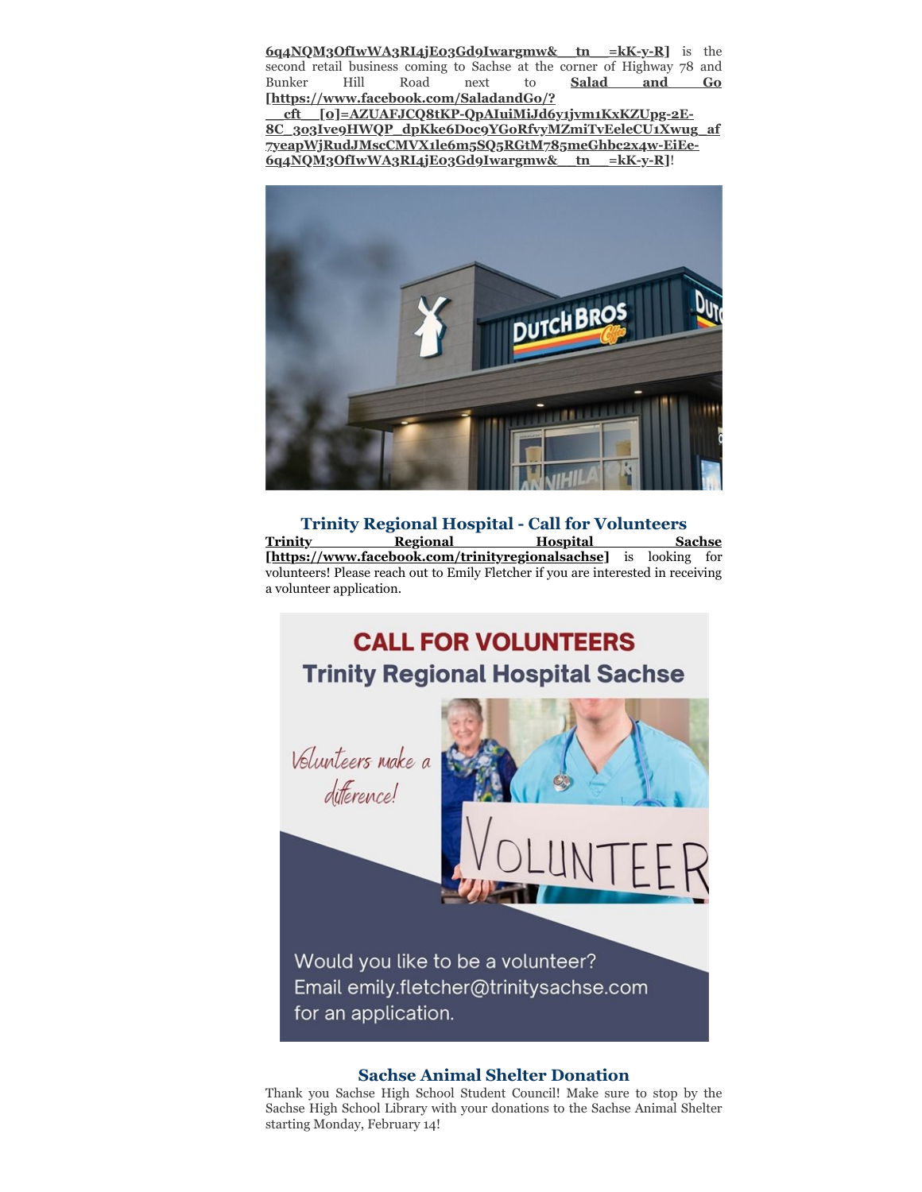**6q4NQM3OfIwWA3RI4jE03Gd9Iwargmw&__tn__=kK-y-R]** is the second retail business coming to Sachse at the corner of Highway 78 and Bunker Hill Road next to **Salad and Go [https://www.facebook.com/SaladandGo/?__cft__[0]=AZUAFJCQ8tKP-QpAIuiMiJd6y1jvm1KxKZUpg-2E-8C_3o3Ive9HWQP_dpKke6Doc9YGoRfvyMZmiTvEeleCU1Xwug_af7yeapWjRudJMscCMVX1le6m5SQ5RGtM785meGhbc2x4w-EiEe-6q4NQM3OfIwWA3RI4jE03Gd9Iwargmw&__tn__=kK-y-R]**!

## Trinity Regional Hospital - Call for Volunteers

**Trinity Regional Hospital Sachse [https://www.facebook.com/trinityregionalsachse]** is looking for volunteers! Please reach out to Emily Fletcher if you are interested in receiving a volunteer application.

## Sachse Animal Shelter Donation

Thank you Sachse High School Student Council! Make sure to stop by the Sachse High School Library with your donations to the Sachse Animal Shelter starting Monday, February 14!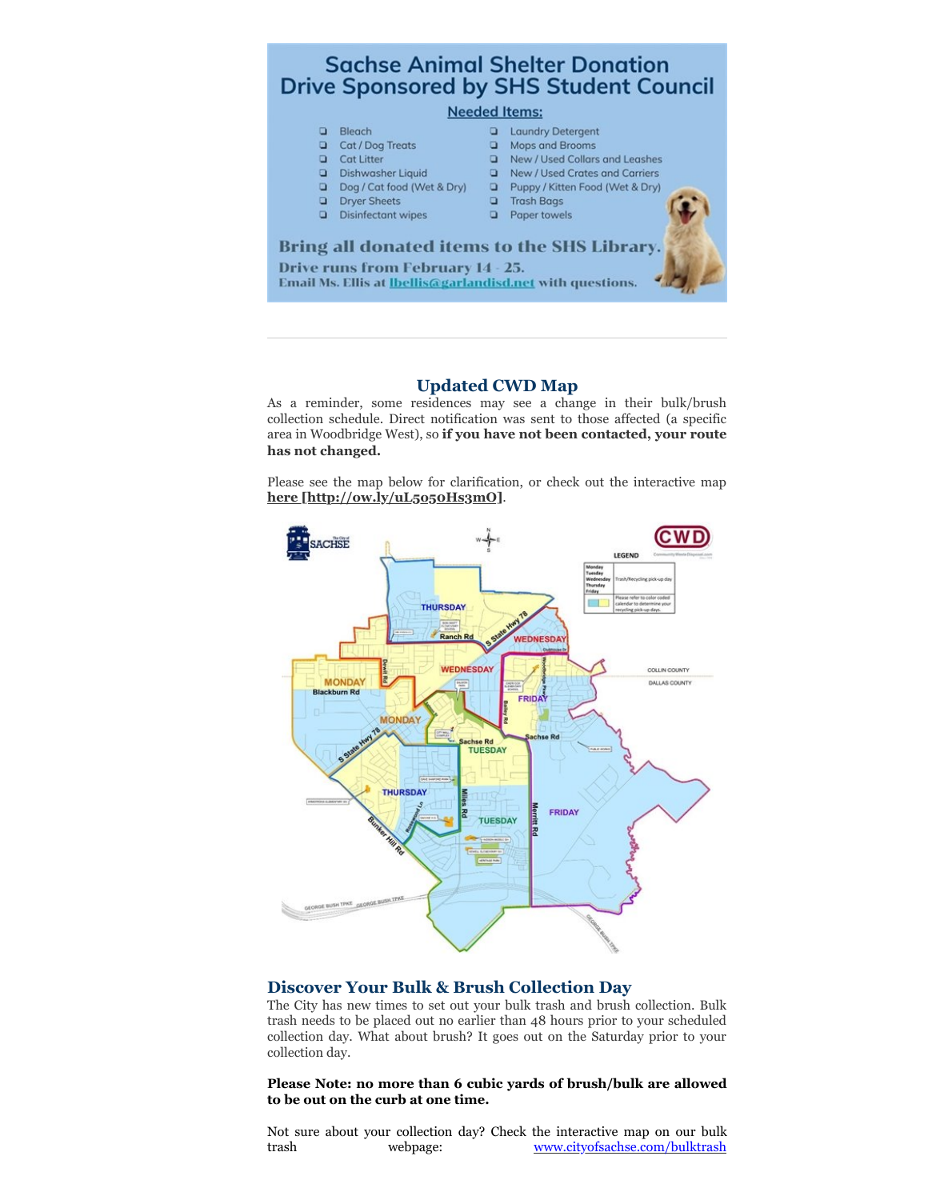# Sachse Animal Shelter Donation Drive Sponsored by SHS Student Council

**Needed Items:**

- Bleach
- Cat / Dog Treats
- Cat Litter
- Dishwasher Liquid
- Dog / Cat food (Wet & Dry)
- Dryer Sheets
- Disinfectant wipes
- Laundry Detergent
- Mops and Brooms
- New / Used Collars and Leashes
- New / Used Crates and Carriers
- Puppy / Kitten Food (Wet & Dry)
- Trash Bags
- Paper towels

**Bring all donated items to the SHS Library.**

**Drive runs from February 14 - 25.**

**Email Ms. Ellis at lbellis@garlandisd.net with questions.**

---

## Updated CWD Map

As a reminder, some residences may see a change in their bulk/brush collection schedule. Direct notification was sent to those affected (a specific area in Woodbridge West), so **if you have not been contacted, your route has not changed.**

Please see the map below for clarification, or check out the interactive map **here [http://ow.ly/uL5o5oHs3mO]**.

## Discover Your Bulk & Brush Collection Day

The City has new times to set out your bulk trash and brush collection. Bulk trash needs to be placed out no earlier than 48 hours prior to your scheduled collection day. What about brush? It goes out on the Saturday prior to your collection day.

**Please Note: no more than 6 cubic yards of brush/bulk are allowed to be out on the curb at one time.**

Not sure about your collection day? Check the interactive map on our bulk trash webpage: www.cityofsachse.com/bulktrash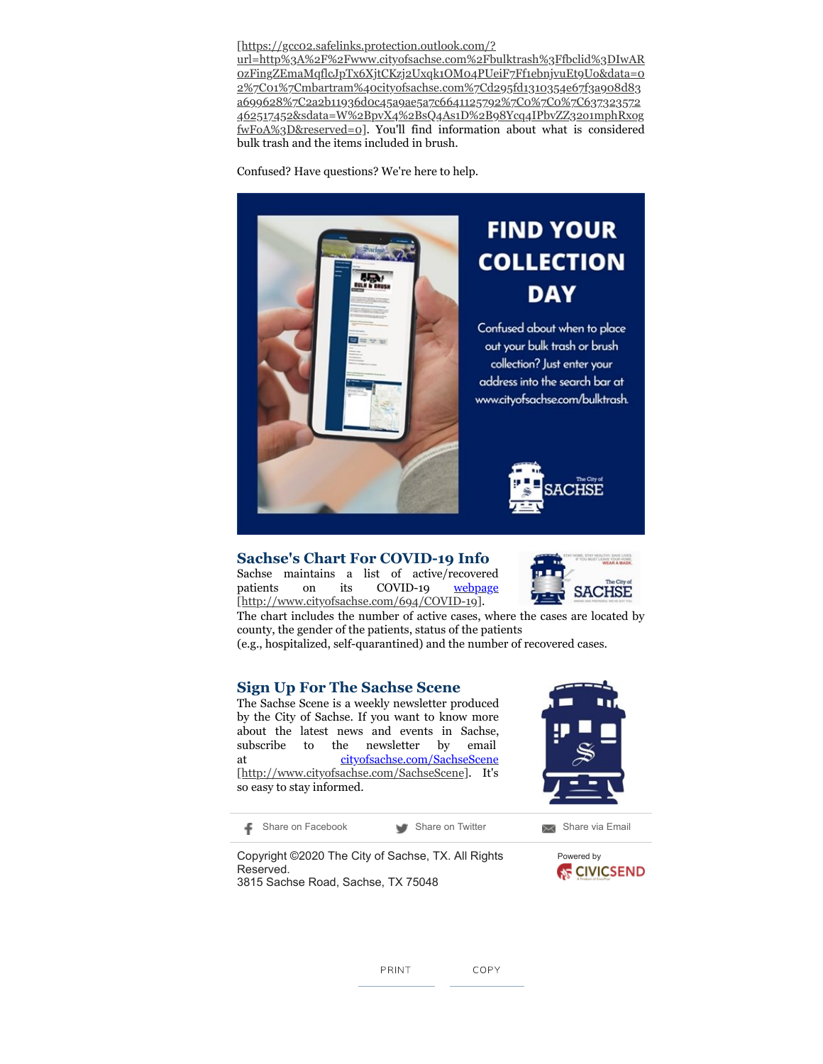[https://gcc02.safelinks.protection.outlook.com/?url=http%3A%2F%2Fwww.cityofsachse.com%2Fbulktrash%3Ffbclid%3DIwAR0zFingZEmaMqflcJpTx6XjtCKzj2Uxqk1OM04PUeiF7Ff1ebnjvuEt9Uo&data=02%7C01%7Cmbartram%40cityofsachse.com%7Cd295fd1310354e67f3a908d83a699628%7C2a2b11936d0c45a9ae5a7c6641125792%7C0%7C0%7C637323572462517452&sdata=W%2BpvX4%2BsQ4As1D%2B98Ycq4IPbvZZ3201mphRx0gfwF0A%3D&reserved=0]. You'll find information about what is considered bulk trash and the items included in brush.

Confused? Have questions? We're here to help.

FIND YOUR COLLECTION DAY

Confused about when to place out your bulk trash or brush collection? Just enter your address into the search bar at www.cityofsachse.com/bulktrash.

The City of SACHSE

## Sachse's Chart For COVID-19 Info

Sachse maintains a list of active/recovered patients on its COVID-19 webpage [http://www.cityofsachse.com/694/COVID-19]. The chart includes the number of active cases, where the cases are located by county, the gender of the patients, status of the patients (e.g., hospitalized, self-quarantined) and the number of recovered cases.

## Sign Up For The Sachse Scene

The Sachse Scene is a weekly newsletter produced by the City of Sachse. If you want to know more about the latest news and events in Sachse, subscribe to the newsletter by email at cityofsachse.com/SachseScene [http://www.cityofsachse.com/SachseScene]. It's so easy to stay informed.

Share on Facebook    Share on Twitter    Share via Email

Copyright ©2020 The City of Sachse, TX. All Rights Reserved.
3815 Sachse Road, Sachse, TX 75048

Powered by CIVICSEND

PRINT    COPY